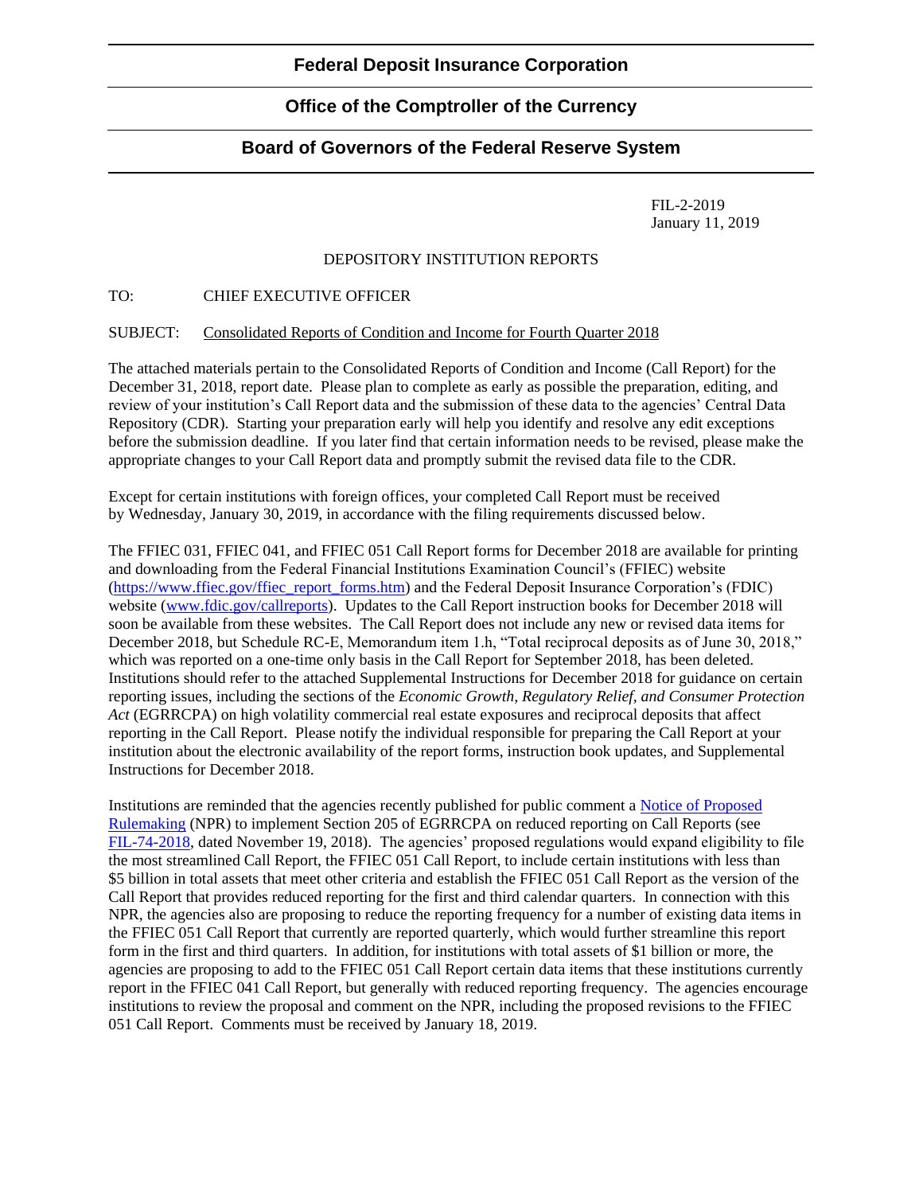## Federal Deposit Insurance Corporation

## Office of the Comptroller of the Currency

## Board of Governors of the Federal Reserve System

FIL-2-2019
January 11, 2019

DEPOSITORY INSTITUTION REPORTS

TO: CHIEF EXECUTIVE OFFICER

SUBJECT: Consolidated Reports of Condition and Income for Fourth Quarter 2018

The attached materials pertain to the Consolidated Reports of Condition and Income (Call Report) for the December 31, 2018, report date. Please plan to complete as early as possible the preparation, editing, and review of your institution's Call Report data and the submission of these data to the agencies' Central Data Repository (CDR). Starting your preparation early will help you identify and resolve any edit exceptions before the submission deadline. If you later find that certain information needs to be revised, please make the appropriate changes to your Call Report data and promptly submit the revised data file to the CDR.

Except for certain institutions with foreign offices, your completed Call Report must be received by Wednesday, January 30, 2019, in accordance with the filing requirements discussed below.

The FFIEC 031, FFIEC 041, and FFIEC 051 Call Report forms for December 2018 are available for printing and downloading from the Federal Financial Institutions Examination Council's (FFIEC) website ([https://www.ffiec.gov/ffiec_report_forms.htm](https://www.ffiec.gov/ffiec_report_forms.htm)) and the Federal Deposit Insurance Corporation's (FDIC) website ([www.fdic.gov/callreports](www.fdic.gov/callreports)). Updates to the Call Report instruction books for December 2018 will soon be available from these websites. The Call Report does not include any new or revised data items for December 2018, but Schedule RC-E, Memorandum item 1.h, "Total reciprocal deposits as of June 30, 2018," which was reported on a one-time only basis in the Call Report for September 2018, has been deleted. Institutions should refer to the attached Supplemental Instructions for December 2018 for guidance on certain reporting issues, including the sections of the *Economic Growth, Regulatory Relief, and Consumer Protection Act* (EGRRCPA) on high volatility commercial real estate exposures and reciprocal deposits that affect reporting in the Call Report. Please notify the individual responsible for preparing the Call Report at your institution about the electronic availability of the report forms, instruction book updates, and Supplemental Instructions for December 2018.

Institutions are reminded that the agencies recently published for public comment a Notice of Proposed Rulemaking (NPR) to implement Section 205 of EGRRCPA on reduced reporting on Call Reports (see FIL-74-2018, dated November 19, 2018). The agencies' proposed regulations would expand eligibility to file the most streamlined Call Report, the FFIEC 051 Call Report, to include certain institutions with less than \$5 billion in total assets that meet other criteria and establish the FFIEC 051 Call Report as the version of the Call Report that provides reduced reporting for the first and third calendar quarters. In connection with this NPR, the agencies also are proposing to reduce the reporting frequency for a number of existing data items in the FFIEC 051 Call Report that currently are reported quarterly, which would further streamline this report form in the first and third quarters. In addition, for institutions with total assets of \$1 billion or more, the agencies are proposing to add to the FFIEC 051 Call Report certain data items that these institutions currently report in the FFIEC 041 Call Report, but generally with reduced reporting frequency. The agencies encourage institutions to review the proposal and comment on the NPR, including the proposed revisions to the FFIEC 051 Call Report. Comments must be received by January 18, 2019.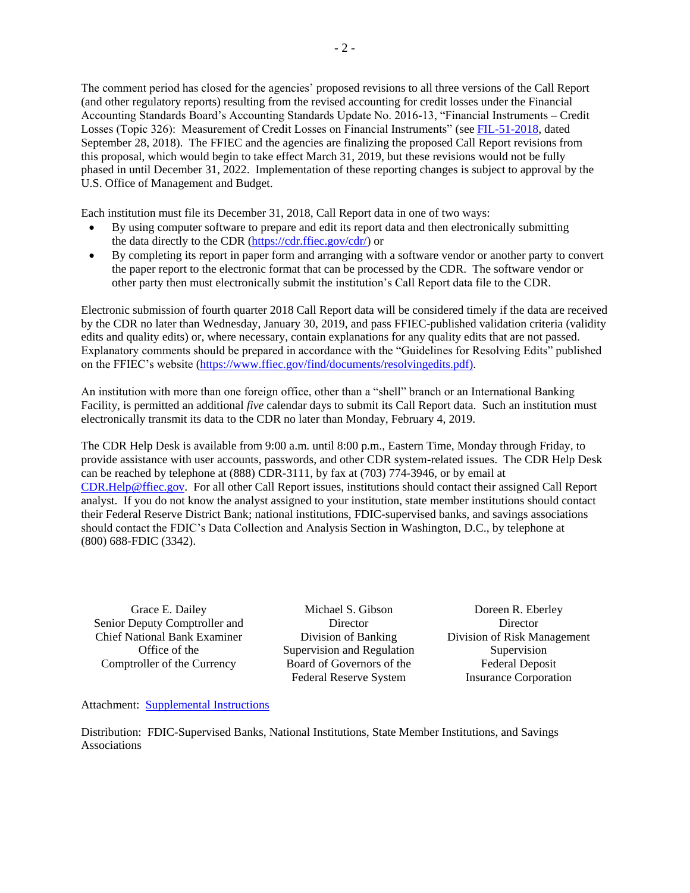The comment period has closed for the agencies' proposed revisions to all three versions of the Call Report (and other regulatory reports) resulting from the revised accounting for credit losses under the Financial Accounting Standards Board's Accounting Standards Update No. 2016-13, "Financial Instruments – Credit Losses (Topic 326): Measurement of Credit Losses on Financial Instruments" (see [FIL-51-2018](), dated September 28, 2018). The FFIEC and the agencies are finalizing the proposed Call Report revisions from this proposal, which would begin to take effect March 31, 2019, but these revisions would not be fully phased in until December 31, 2022. Implementation of these reporting changes is subject to approval by the U.S. Office of Management and Budget.

Each institution must file its December 31, 2018, Call Report data in one of two ways:

- By using computer software to prepare and edit its report data and then electronically submitting the data directly to the CDR (https://cdr.ffiec.gov/cdr/) or
- By completing its report in paper form and arranging with a software vendor or another party to convert the paper report to the electronic format that can be processed by the CDR. The software vendor or other party then must electronically submit the institution's Call Report data file to the CDR.

Electronic submission of fourth quarter 2018 Call Report data will be considered timely if the data are received by the CDR no later than Wednesday, January 30, 2019, and pass FFIEC-published validation criteria (validity edits and quality edits) or, where necessary, contain explanations for any quality edits that are not passed. Explanatory comments should be prepared in accordance with the "Guidelines for Resolving Edits" published on the FFIEC's website (https://www.ffiec.gov/find/documents/resolvingedits.pdf).

An institution with more than one foreign office, other than a "shell" branch or an International Banking Facility, is permitted an additional *five* calendar days to submit its Call Report data. Such an institution must electronically transmit its data to the CDR no later than Monday, February 4, 2019.

The CDR Help Desk is available from 9:00 a.m. until 8:00 p.m., Eastern Time, Monday through Friday, to provide assistance with user accounts, passwords, and other CDR system-related issues. The CDR Help Desk can be reached by telephone at (888) CDR-3111, by fax at (703) 774-3946, or by email at CDR.Help@ffiec.gov. For all other Call Report issues, institutions should contact their assigned Call Report analyst. If you do not know the analyst assigned to your institution, state member institutions should contact their Federal Reserve District Bank; national institutions, FDIC-supervised banks, and savings associations should contact the FDIC's Data Collection and Analysis Section in Washington, D.C., by telephone at (800) 688-FDIC (3342).

Grace E. Dailey
Senior Deputy Comptroller and
Chief National Bank Examiner
Office of the
Comptroller of the Currency

Michael S. Gibson
Director
Division of Banking
Supervision and Regulation
Board of Governors of the
Federal Reserve System

Doreen R. Eberley
Director
Division of Risk Management
Supervision
Federal Deposit
Insurance Corporation

Attachment: [Supplemental Instructions]()

Distribution: FDIC-Supervised Banks, National Institutions, State Member Institutions, and Savings Associations